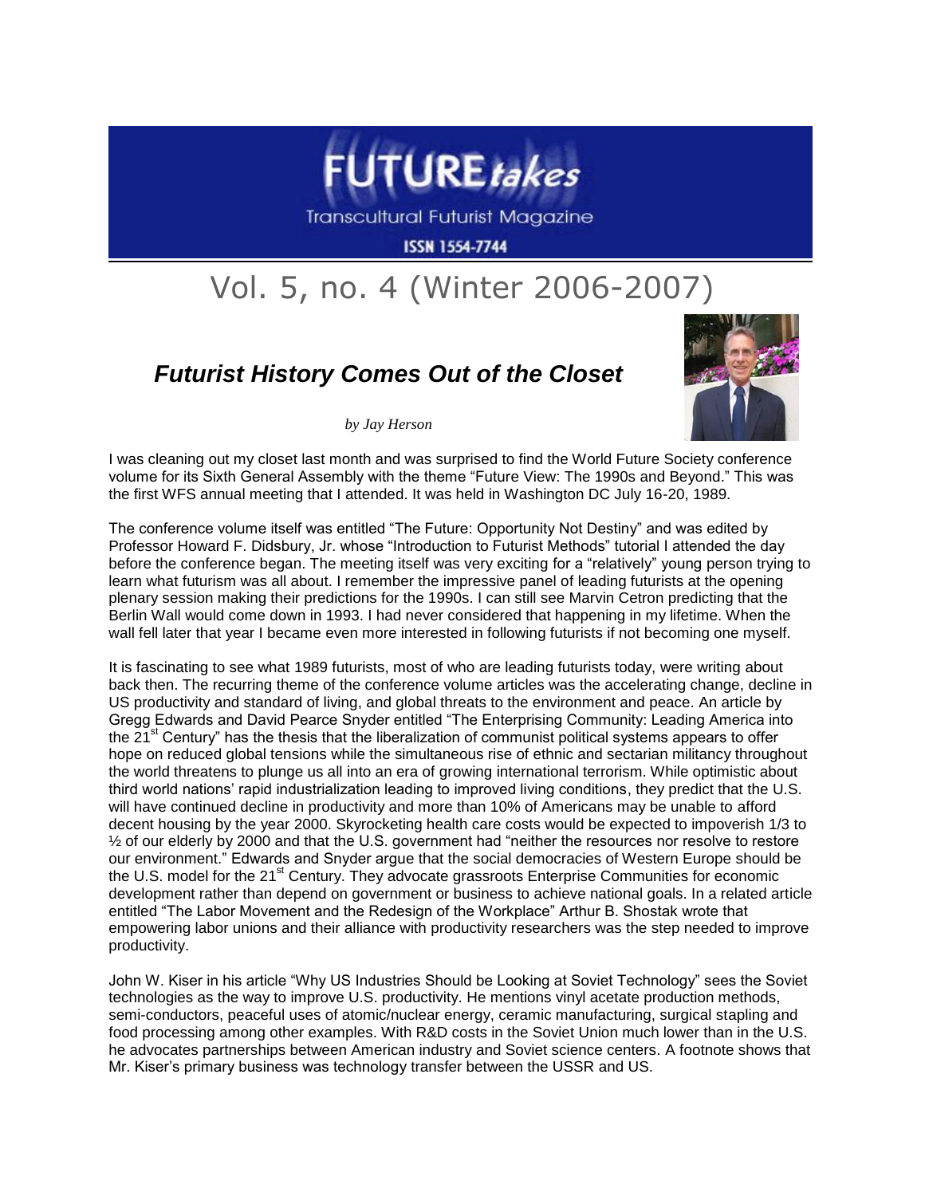# FUTURE*takes*

Transcultural Futurist Magazine

ISSN 1554-7744

## Vol. 5, no. 4 (Winter 2006-2007)

### *Futurist History Comes Out of the Closet*

*by Jay Herson*

I was cleaning out my closet last month and was surprised to find the World Future Society conference volume for its Sixth General Assembly with the theme "Future View: The 1990s and Beyond." This was the first WFS annual meeting that I attended. It was held in Washington DC July 16-20, 1989.

The conference volume itself was entitled "The Future: Opportunity Not Destiny" and was edited by Professor Howard F. Didsbury, Jr. whose "Introduction to Futurist Methods" tutorial I attended the day before the conference began. The meeting itself was very exciting for a "relatively" young person trying to learn what futurism was all about. I remember the impressive panel of leading futurists at the opening plenary session making their predictions for the 1990s. I can still see Marvin Cetron predicting that the Berlin Wall would come down in 1993. I had never considered that happening in my lifetime. When the wall fell later that year I became even more interested in following futurists if not becoming one myself.

It is fascinating to see what 1989 futurists, most of who are leading futurists today, were writing about back then. The recurring theme of the conference volume articles was the accelerating change, decline in US productivity and standard of living, and global threats to the environment and peace. An article by Gregg Edwards and David Pearce Snyder entitled "The Enterprising Community: Leading America into the 21st Century" has the thesis that the liberalization of communist political systems appears to offer hope on reduced global tensions while the simultaneous rise of ethnic and sectarian militancy throughout the world threatens to plunge us all into an era of growing international terrorism. While optimistic about third world nations' rapid industrialization leading to improved living conditions, they predict that the U.S. will have continued decline in productivity and more than 10% of Americans may be unable to afford decent housing by the year 2000. Skyrocketing health care costs would be expected to impoverish 1/3 to ½ of our elderly by 2000 and that the U.S. government had "neither the resources nor resolve to restore our environment." Edwards and Snyder argue that the social democracies of Western Europe should be the U.S. model for the 21st Century. They advocate grassroots Enterprise Communities for economic development rather than depend on government or business to achieve national goals. In a related article entitled "The Labor Movement and the Redesign of the Workplace" Arthur B. Shostak wrote that empowering labor unions and their alliance with productivity researchers was the step needed to improve productivity.

John W. Kiser in his article "Why US Industries Should be Looking at Soviet Technology" sees the Soviet technologies as the way to improve U.S. productivity. He mentions vinyl acetate production methods, semi-conductors, peaceful uses of atomic/nuclear energy, ceramic manufacturing, surgical stapling and food processing among other examples. With R&D costs in the Soviet Union much lower than in the U.S. he advocates partnerships between American industry and Soviet science centers. A footnote shows that Mr. Kiser's primary business was technology transfer between the USSR and US.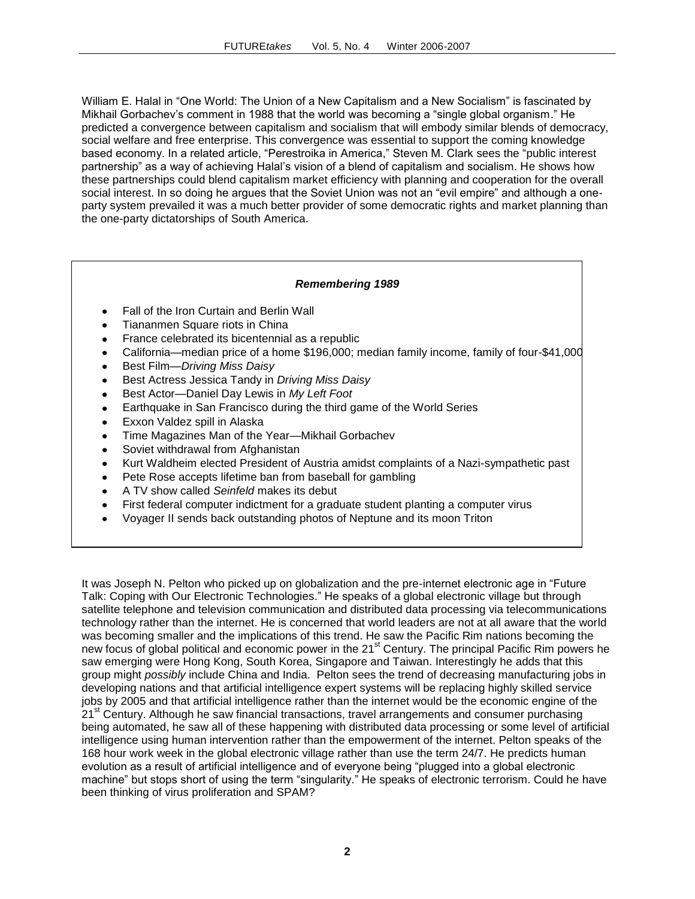William E. Halal in "One World: The Union of a New Capitalism and a New Socialism" is fascinated by Mikhail Gorbachev's comment in 1988 that the world was becoming a "single global organism." He predicted a convergence between capitalism and socialism that will embody similar blends of democracy, social welfare and free enterprise. This convergence was essential to support the coming knowledge based economy. In a related article, "Perestroika in America," Steven M. Clark sees the "public interest partnership" as a way of achieving Halal's vision of a blend of capitalism and socialism. He shows how these partnerships could blend capitalism market efficiency with planning and cooperation for the overall social interest. In so doing he argues that the Soviet Union was not an "evil empire" and although a one-party system prevailed it was a much better provider of some democratic rights and market planning than the one-party dictatorships of South America.

***Remembering 1989***

- Fall of the Iron Curtain and Berlin Wall
- Tiananmen Square riots in China
- France celebrated its bicentennial as a republic
- California—median price of a home $196,000; median family income, family of four-$41,000
- Best Film—*Driving Miss Daisy*
- Best Actress Jessica Tandy in *Driving Miss Daisy*
- Best Actor—Daniel Day Lewis in *My Left Foot*
- Earthquake in San Francisco during the third game of the World Series
- Exxon Valdez spill in Alaska
- Time Magazines Man of the Year—Mikhail Gorbachev
- Soviet withdrawal from Afghanistan
- Kurt Waldheim elected President of Austria amidst complaints of a Nazi-sympathetic past
- Pete Rose accepts lifetime ban from baseball for gambling
- A TV show called *Seinfeld* makes its debut
- First federal computer indictment for a graduate student planting a computer virus
- Voyager II sends back outstanding photos of Neptune and its moon Triton

It was Joseph N. Pelton who picked up on globalization and the pre-internet electronic age in "Future Talk: Coping with Our Electronic Technologies." He speaks of a global electronic village but through satellite telephone and television communication and distributed data processing via telecommunications technology rather than the internet. He is concerned that world leaders are not at all aware that the world was becoming smaller and the implications of this trend. He saw the Pacific Rim nations becoming the new focus of global political and economic power in the 21st Century. The principal Pacific Rim powers he saw emerging were Hong Kong, South Korea, Singapore and Taiwan. Interestingly he adds that this group might *possibly* include China and India. Pelton sees the trend of decreasing manufacturing jobs in developing nations and that artificial intelligence expert systems will be replacing highly skilled service jobs by 2005 and that artificial intelligence rather than the internet would be the economic engine of the 21st Century. Although he saw financial transactions, travel arrangements and consumer purchasing being automated, he saw all of these happening with distributed data processing or some level of artificial intelligence using human intervention rather than the empowerment of the internet. Pelton speaks of the 168 hour work week in the global electronic village rather than use the term 24/7. He predicts human evolution as a result of artificial intelligence and of everyone being "plugged into a global electronic machine" but stops short of using the term "singularity." He speaks of electronic terrorism. Could he have been thinking of virus proliferation and SPAM?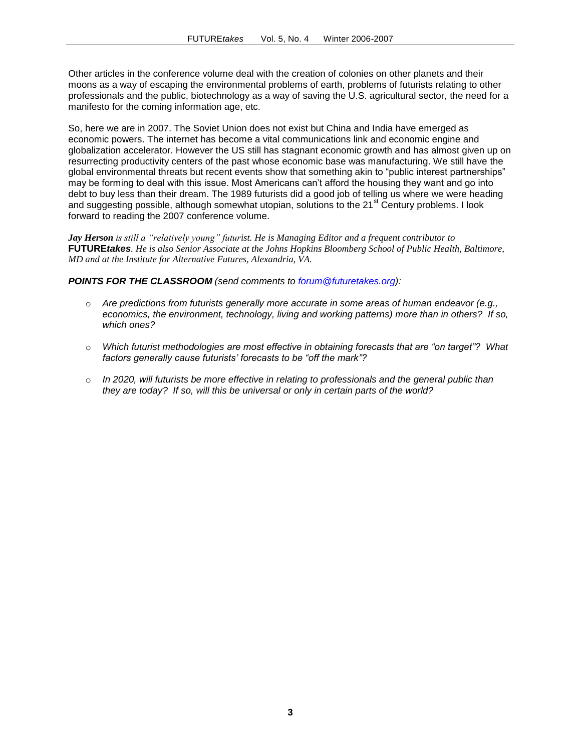Other articles in the conference volume deal with the creation of colonies on other planets and their moons as a way of escaping the environmental problems of earth, problems of futurists relating to other professionals and the public, biotechnology as a way of saving the U.S. agricultural sector, the need for a manifesto for the coming information age, etc.

So, here we are in 2007. The Soviet Union does not exist but China and India have emerged as economic powers. The internet has become a vital communications link and economic engine and globalization accelerator. However the US still has stagnant economic growth and has almost given up on resurrecting productivity centers of the past whose economic base was manufacturing. We still have the global environmental threats but recent events show that something akin to "public interest partnerships" may be forming to deal with this issue. Most Americans can't afford the housing they want and go into debt to buy less than their dream. The 1989 futurists did a good job of telling us where we were heading and suggesting possible, although somewhat utopian, solutions to the 21st Century problems. I look forward to reading the 2007 conference volume.

***Jay Herson** is still a "relatively young" futurist. He is Managing Editor and a frequent contributor to* **FUTURE*takes***. *He is also Senior Associate at the Johns Hopkins Bloomberg School of Public Health, Baltimore, MD and at the Institute for Alternative Futures, Alexandria, VA.*

***POINTS FOR THE CLASSROOM** (send comments to forum@futuretakes.org):*

- *Are predictions from futurists generally more accurate in some areas of human endeavor (e.g., economics, the environment, technology, living and working patterns) more than in others? If so, which ones?*
- *Which futurist methodologies are most effective in obtaining forecasts that are "on target"? What factors generally cause futurists' forecasts to be "off the mark"?*
- *In 2020, will futurists be more effective in relating to professionals and the general public than they are today? If so, will this be universal or only in certain parts of the world?*